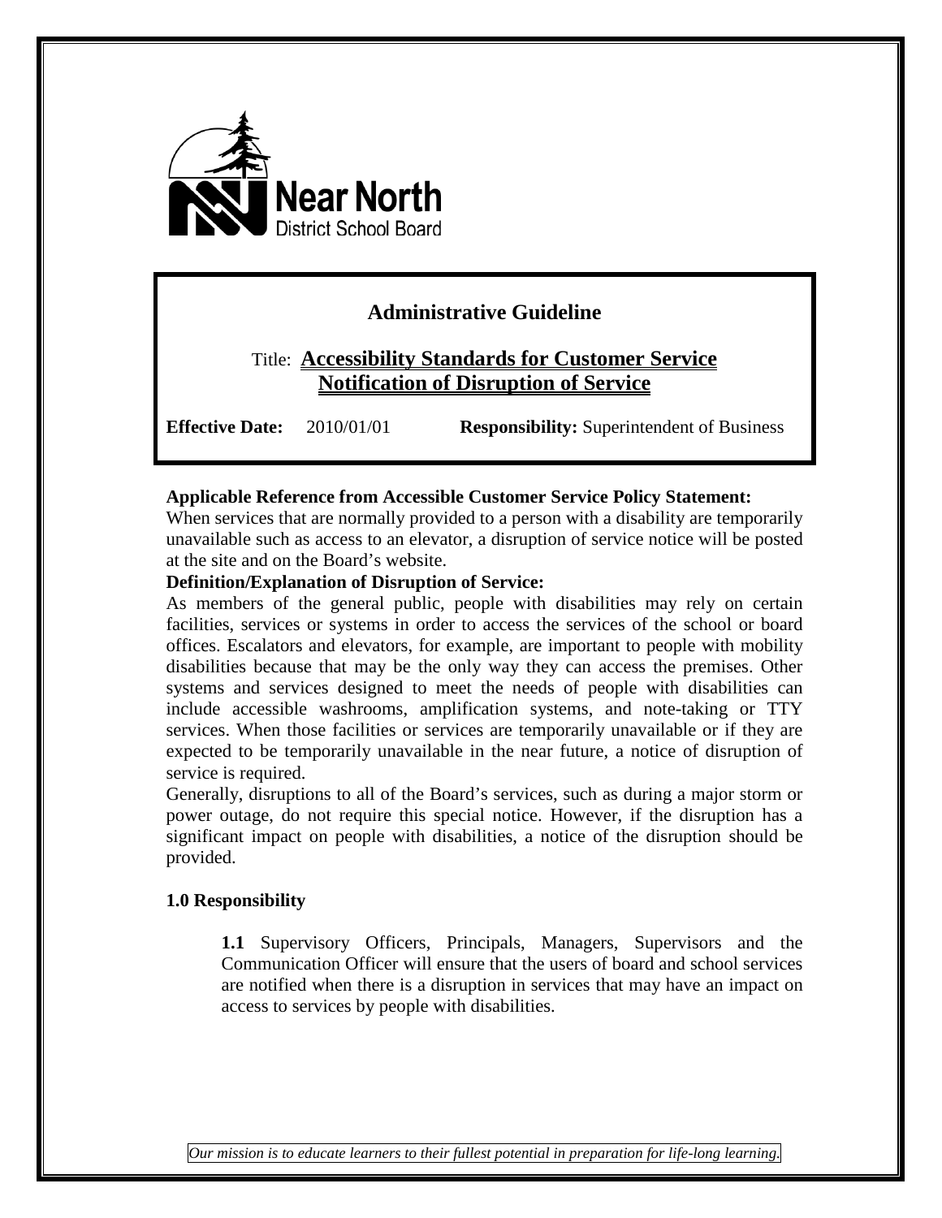Near North District School Board

# Administrative Guideline

## Title: Accessibility Standards for Customer Service Notification of Disruption of Service

**Effective Date:** 2010/01/01 **Responsibility:** Superintendent of Business

**Applicable Reference from Accessible Customer Service Policy Statement:**

When services that are normally provided to a person with a disability are temporarily unavailable such as access to an elevator, a disruption of service notice will be posted at the site and on the Board's website.

**Definition/Explanation of Disruption of Service:**

As members of the general public, people with disabilities may rely on certain facilities, services or systems in order to access the services of the school or board offices. Escalators and elevators, for example, are important to people with mobility disabilities because that may be the only way they can access the premises. Other systems and services designed to meet the needs of people with disabilities can include accessible washrooms, amplification systems, and note-taking or TTY services. When those facilities or services are temporarily unavailable or if they are expected to be temporarily unavailable in the near future, a notice of disruption of service is required.

Generally, disruptions to all of the Board's services, such as during a major storm or power outage, do not require this special notice. However, if the disruption has a significant impact on people with disabilities, a notice of the disruption should be provided.

**1.0 Responsibility**

**1.1** Supervisory Officers, Principals, Managers, Supervisors and the Communication Officer will ensure that the users of board and school services are notified when there is a disruption in services that may have an impact on access to services by people with disabilities.

*Our mission is to educate learners to their fullest potential in preparation for life-long learning.*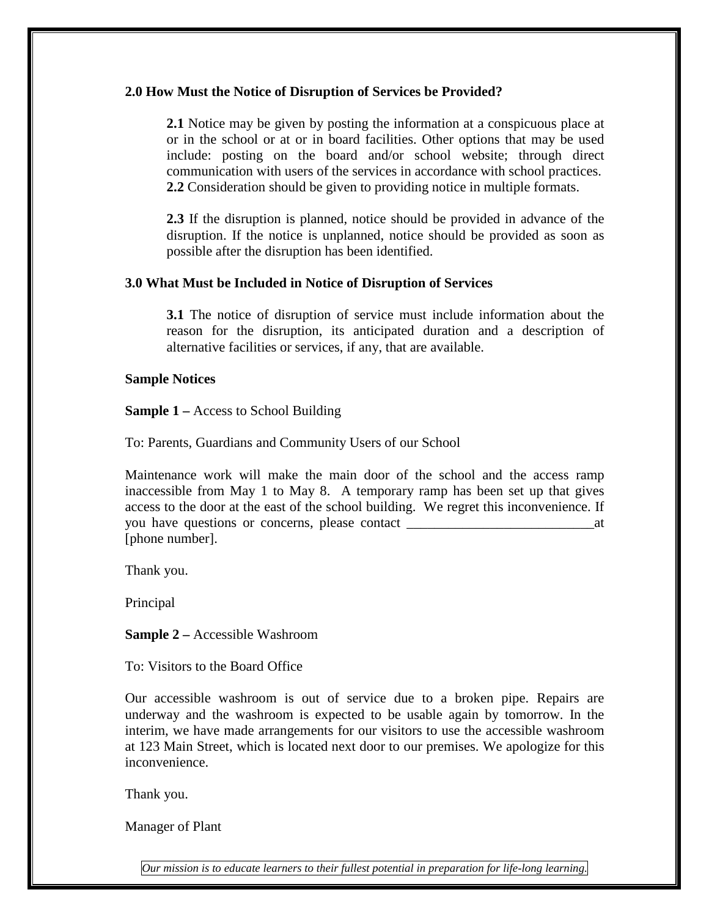### 2.0 How Must the Notice of Disruption of Services be Provided?

**2.1** Notice may be given by posting the information at a conspicuous place at or in the school or at or in board facilities. Other options that may be used include: posting on the board and/or school website; through direct communication with users of the services in accordance with school practices.
**2.2** Consideration should be given to providing notice in multiple formats.

**2.3** If the disruption is planned, notice should be provided in advance of the disruption. If the notice is unplanned, notice should be provided as soon as possible after the disruption has been identified.

### 3.0 What Must be Included in Notice of Disruption of Services

**3.1** The notice of disruption of service must include information about the reason for the disruption, its anticipated duration and a description of alternative facilities or services, if any, that are available.

**Sample Notices**

**Sample 1 –** Access to School Building

To: Parents, Guardians and Community Users of our School

Maintenance work will make the main door of the school and the access ramp inaccessible from May 1 to May 8. A temporary ramp has been set up that gives access to the door at the east of the school building. We regret this inconvenience. If you have questions or concerns, please contact ____________________________at [phone number].

Thank you.

Principal

**Sample 2 –** Accessible Washroom

To: Visitors to the Board Office

Our accessible washroom is out of service due to a broken pipe. Repairs are underway and the washroom is expected to be usable again by tomorrow. In the interim, we have made arrangements for our visitors to use the accessible washroom at 123 Main Street, which is located next door to our premises. We apologize for this inconvenience.

Thank you.

Manager of Plant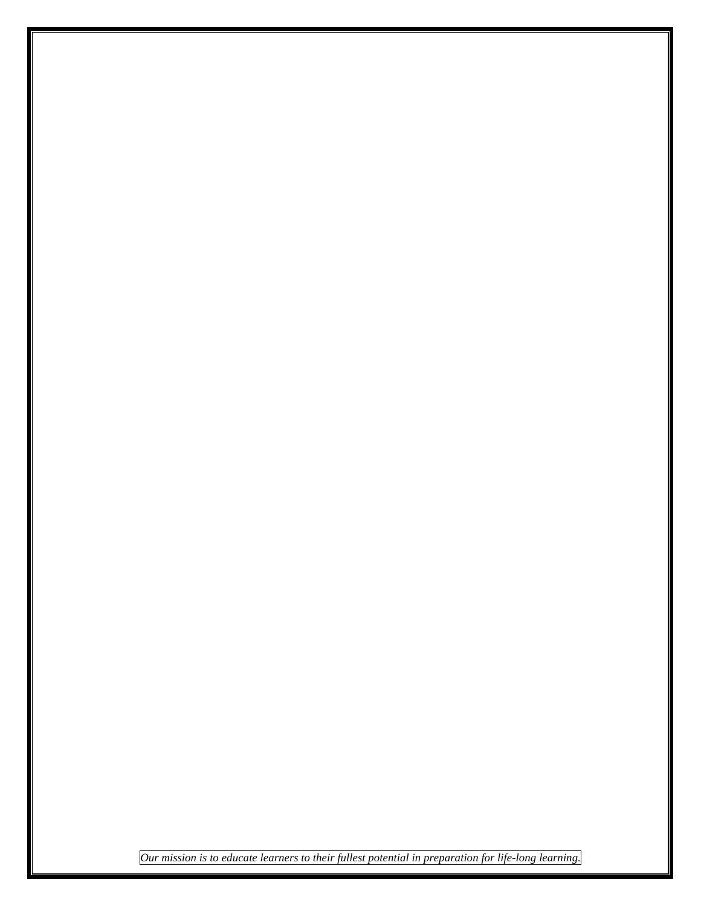*Our mission is to educate learners to their fullest potential in preparation for life-long learning.*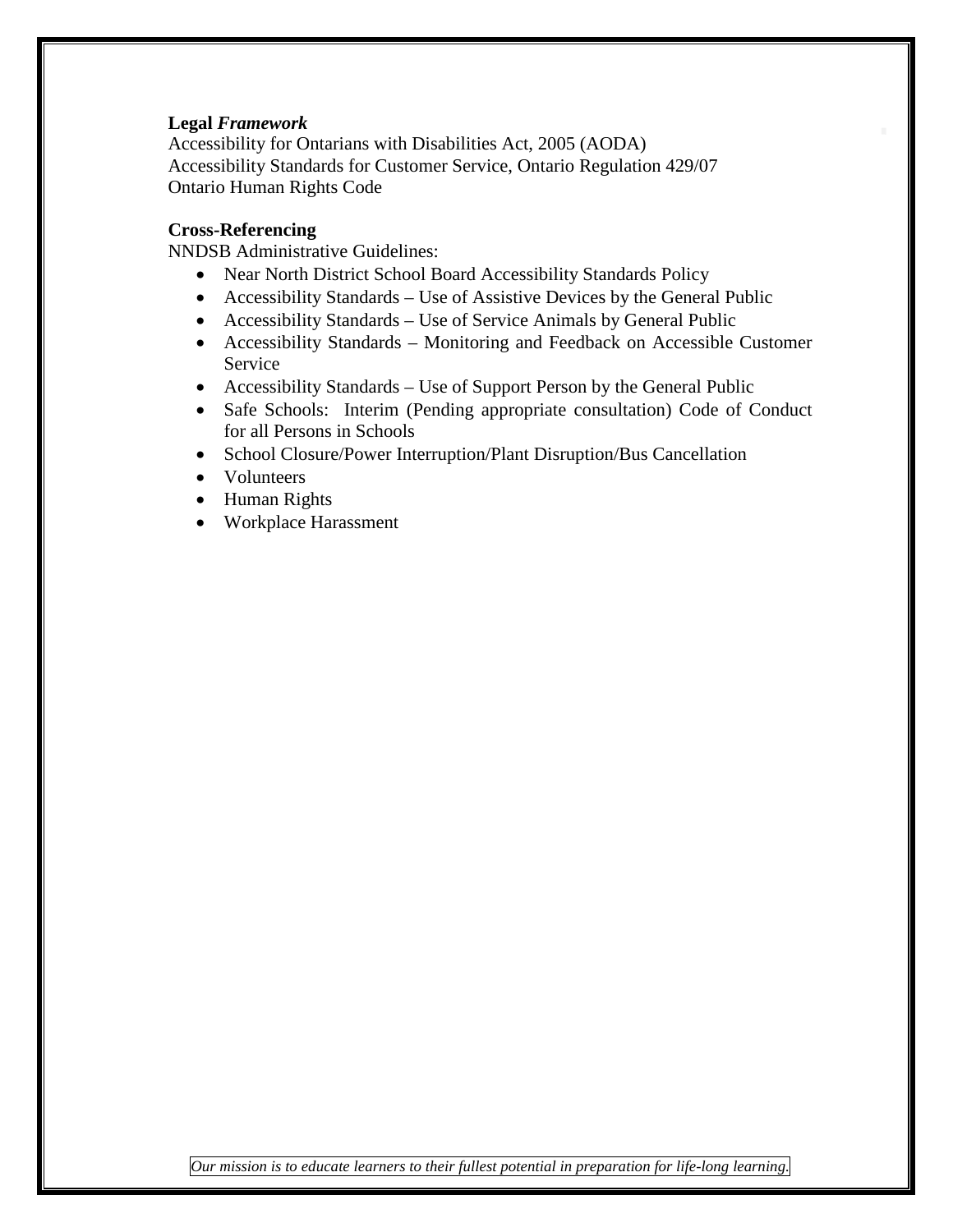**Legal *Framework***

Accessibility for Ontarians with Disabilities Act, 2005 (AODA)
Accessibility Standards for Customer Service, Ontario Regulation 429/07
Ontario Human Rights Code

**Cross-Referencing**

NNDSB Administrative Guidelines:

- Near North District School Board Accessibility Standards Policy
- Accessibility Standards – Use of Assistive Devices by the General Public
- Accessibility Standards – Use of Service Animals by General Public
- Accessibility Standards – Monitoring and Feedback on Accessible Customer Service
- Accessibility Standards – Use of Support Person by the General Public
- Safe Schools: Interim (Pending appropriate consultation) Code of Conduct for all Persons in Schools
- School Closure/Power Interruption/Plant Disruption/Bus Cancellation
- Volunteers
- Human Rights
- Workplace Harassment